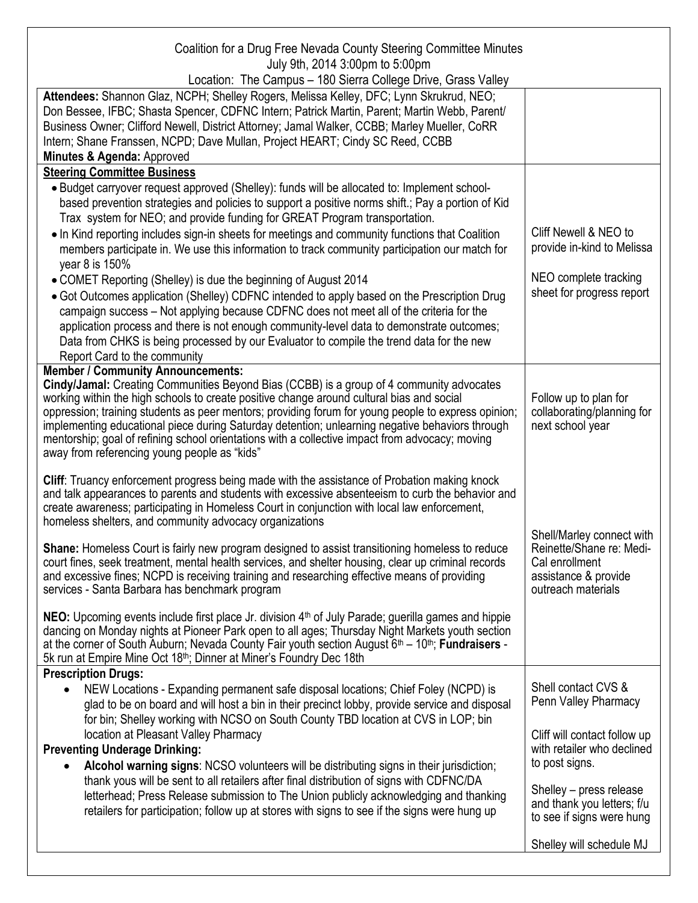Coalition for a Drug Free Nevada County Steering Committee Minutes
July 9th, 2014 3:00pm to 5:00pm
Location: The Campus – 180 Sierra College Drive, Grass Valley

| | |
|---|---|
| **Attendees:** Shannon Glaz, NCPH; Shelley Rogers, Melissa Kelley, DFC; Lynn Skrukrud, NEO; Don Bessee, IFBC; Shasta Spencer, CDFNC Intern; Patrick Martin, Parent; Martin Webb, Parent/ Business Owner; Clifford Newell, District Attorney; Jamal Walker, CCBB; Marley Mueller, CoRR Intern; Shane Franssen, NCPD; Dave Mullan, Project HEART; Cindy SC Reed, CCBB<br>**Minutes & Agenda:** Approved | |
| **Steering Committee Business**<br>• Budget carryover request approved (Shelley): funds will be allocated to: Implement school-based prevention strategies and policies to support a positive norms shift.; Pay a portion of Kid Trax system for NEO; and provide funding for GREAT Program transportation.<br>• In Kind reporting includes sign-in sheets for meetings and community functions that Coalition members participate in. We use this information to track community participation our match for year 8 is 150%<br>• COMET Reporting (Shelley) is due the beginning of August 2014<br>• Got Outcomes application (Shelley) CDFNC intended to apply based on the Prescription Drug campaign success – Not applying because CDFNC does not meet all of the criteria for the application process and there is not enough community-level data to demonstrate outcomes; Data from CHKS is being processed by our Evaluator to compile the trend data for the new Report Card to the community | Cliff Newell & NEO to provide in-kind to Melissa<br><br>NEO complete tracking sheet for progress report |
| **Member / Community Announcements:**<br>**Cindy/Jamal:** Creating Communities Beyond Bias (CCBB) is a group of 4 community advocates working within the high schools to create positive change around cultural bias and social oppression; training students as peer mentors; providing forum for young people to express opinion; implementing educational piece during Saturday detention; unlearning negative behaviors through mentorship; goal of refining school orientations with a collective impact from advocacy; moving away from referencing young people as "kids"<br><br>**Cliff**: Truancy enforcement progress being made with the assistance of Probation making knock and talk appearances to parents and students with excessive absenteeism to curb the behavior and create awareness; participating in Homeless Court in conjunction with local law enforcement, homeless shelters, and community advocacy organizations<br><br>**Shane:** Homeless Court is fairly new program designed to assist transitioning homeless to reduce court fines, seek treatment, mental health services, and shelter housing, clear up criminal records and excessive fines; NCPD is receiving training and researching effective means of providing services - Santa Barbara has benchmark program<br><br>**NEO:** Upcoming events include first place Jr. division 4th of July Parade; guerilla games and hippie dancing on Monday nights at Pioneer Park open to all ages; Thursday Night Markets youth section at the corner of South Auburn; Nevada County Fair youth section August 6th – 10th; **Fundraisers** - 5k run at Empire Mine Oct 18th; Dinner at Miner's Foundry Dec 18th | Follow up to plan for collaborating/planning for next school year<br><br>Shell/Marley connect with Reinette/Shane re: Medi-Cal enrollment assistance & provide outreach materials |
| **Prescription Drugs:**<br>• NEW Locations - Expanding permanent safe disposal locations; Chief Foley (NCPD) is glad to be on board and will host a bin in their precinct lobby, provide service and disposal for bin; Shelley working with NCSO on South County TBD location at CVS in LOP; bin location at Pleasant Valley Pharmacy<br>**Preventing Underage Drinking:**<br>• **Alcohol warning signs**: NCSO volunteers will be distributing signs in their jurisdiction; thank yous will be sent to all retailers after final distribution of signs with CDFNC/DA letterhead; Press Release submission to The Union publicly acknowledging and thanking retailers for participation; follow up at stores with signs to see if the signs were hung up | Shell contact CVS & Penn Valley Pharmacy<br><br>Cliff will contact follow up with retailer who declined to post signs.<br><br>Shelley – press release and thank you letters; f/u to see if signs were hung<br><br>Shelley will schedule MJ |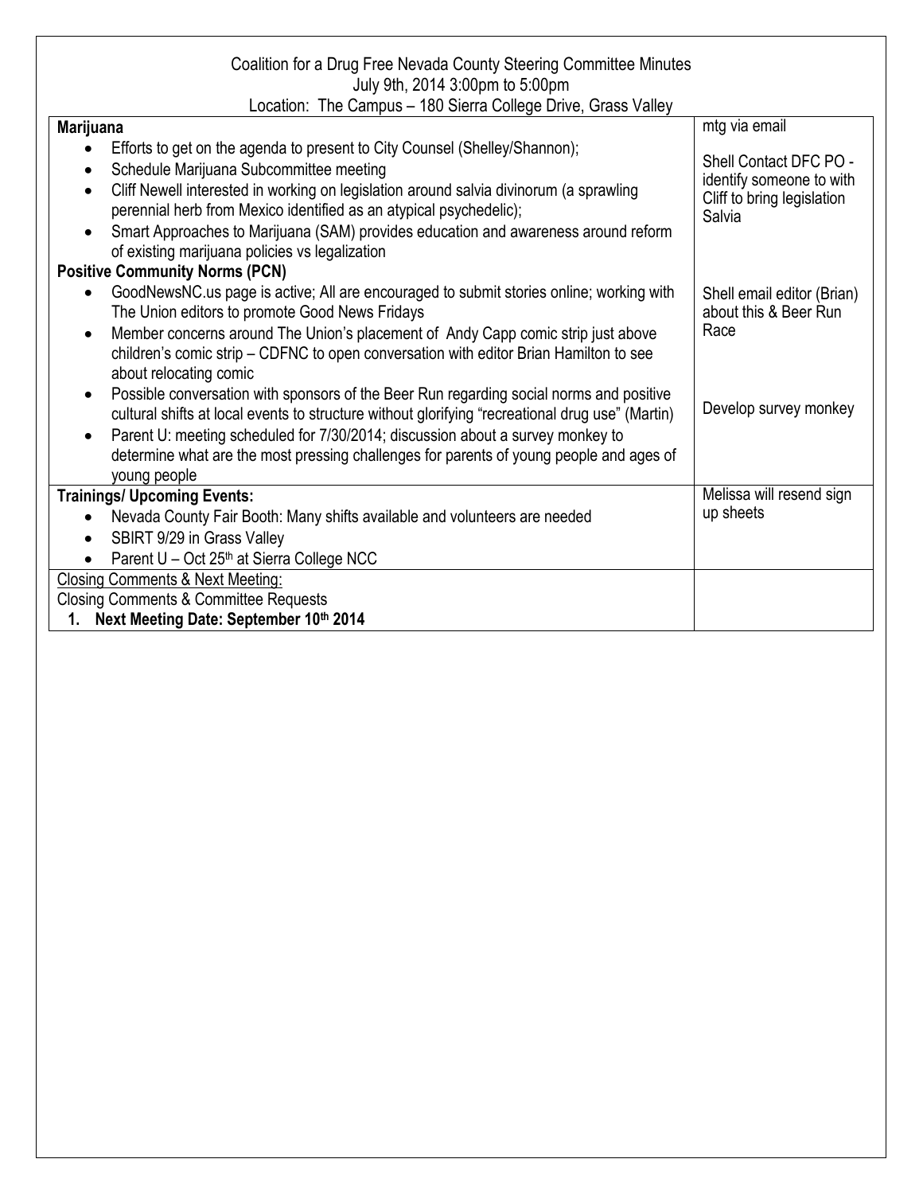Coalition for a Drug Free Nevada County Steering Committee Minutes
July 9th, 2014 3:00pm to 5:00pm
Location: The Campus – 180 Sierra College Drive, Grass Valley

| | |
|---|---|
| **Marijuana**<br>• Efforts to get on the agenda to present to City Counsel (Shelley/Shannon);<br>• Schedule Marijuana Subcommittee meeting<br>• Cliff Newell interested in working on legislation around salvia divinorum (a sprawling perennial herb from Mexico identified as an atypical psychedelic);<br>• Smart Approaches to Marijuana (SAM) provides education and awareness around reform of existing marijuana policies vs legalization | mtg via email<br><br>Shell Contact DFC PO - identify someone to with Cliff to bring legislation Salvia |
| **Positive Community Norms (PCN)**<br>• GoodNewsNC.us page is active; All are encouraged to submit stories online; working with The Union editors to promote Good News Fridays<br>• Member concerns around The Union's placement of Andy Capp comic strip just above children's comic strip – CDFNC to open conversation with editor Brian Hamilton to see about relocating comic<br>• Possible conversation with sponsors of the Beer Run regarding social norms and positive cultural shifts at local events to structure without glorifying "recreational drug use" (Martin)<br>• Parent U: meeting scheduled for 7/30/2014; discussion about a survey monkey to determine what are the most pressing challenges for parents of young people and ages of young people | Shell email editor (Brian) about this & Beer Run Race<br><br>Develop survey monkey |
| **Trainings/ Upcoming Events:**<br>• Nevada County Fair Booth: Many shifts available and volunteers are needed<br>• SBIRT 9/29 in Grass Valley<br>• Parent U – Oct 25th at Sierra College NCC | Melissa will resend sign up sheets |
| Closing Comments & Next Meeting:<br>Closing Comments & Committee Requests<br>1. **Next Meeting Date: September 10th 2014** | |